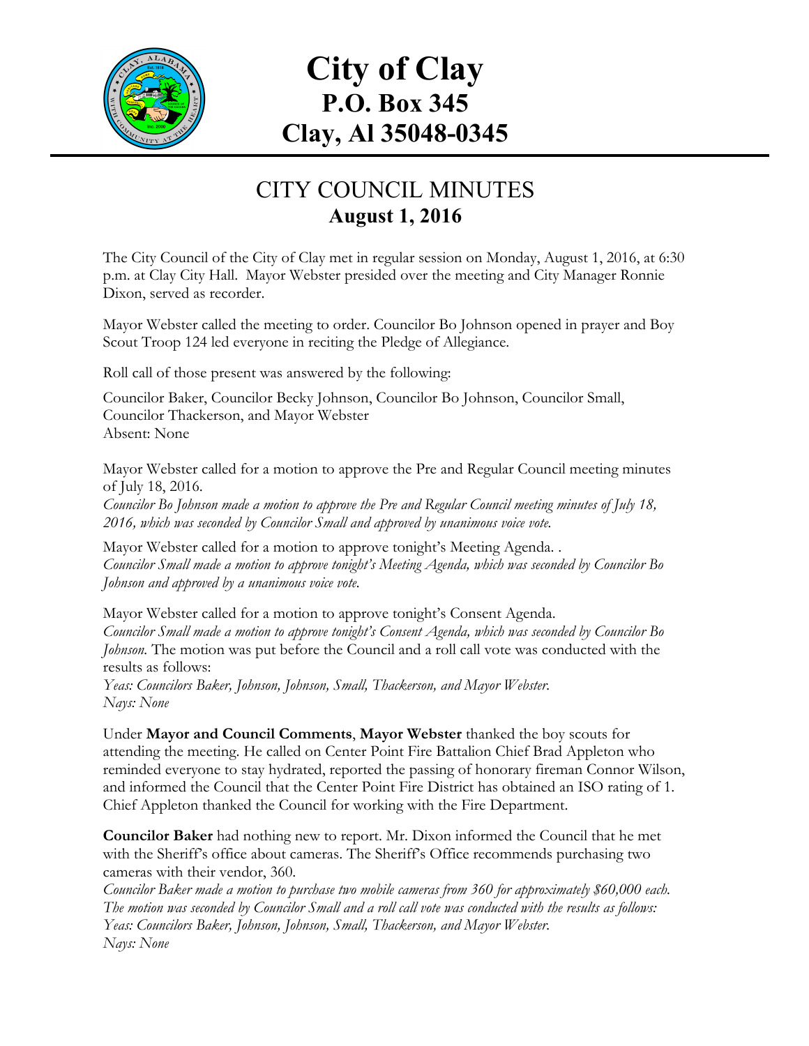# City of Clay
## P.O. Box 345
## Clay, Al 35048-0345

## CITY COUNCIL MINUTES
### August 1, 2016

The City Council of the City of Clay met in regular session on Monday, August 1, 2016, at 6:30 p.m. at Clay City Hall. Mayor Webster presided over the meeting and City Manager Ronnie Dixon, served as recorder.

Mayor Webster called the meeting to order. Councilor Bo Johnson opened in prayer and Boy Scout Troop 124 led everyone in reciting the Pledge of Allegiance.

Roll call of those present was answered by the following:

Councilor Baker, Councilor Becky Johnson, Councilor Bo Johnson, Councilor Small, Councilor Thackerson, and Mayor Webster
Absent: None

Mayor Webster called for a motion to approve the Pre and Regular Council meeting minutes of July 18, 2016.
*Councilor Bo Johnson made a motion to approve the Pre and Regular Council meeting minutes of July 18, 2016, which was seconded by Councilor Small and approved by unanimous voice vote.*

Mayor Webster called for a motion to approve tonight's Meeting Agenda. .
*Councilor Small made a motion to approve tonight's Meeting Agenda, which was seconded by Councilor Bo Johnson and approved by a unanimous voice vote.*

Mayor Webster called for a motion to approve tonight's Consent Agenda.
*Councilor Small made a motion to approve tonight's Consent Agenda, which was seconded by Councilor Bo Johnson.* The motion was put before the Council and a roll call vote was conducted with the results as follows:
*Yeas: Councilors Baker, Johnson, Johnson, Small, Thackerson, and Mayor Webster.*
*Nays: None*

Under **Mayor and Council Comments**, **Mayor Webster** thanked the boy scouts for attending the meeting. He called on Center Point Fire Battalion Chief Brad Appleton who reminded everyone to stay hydrated, reported the passing of honorary fireman Connor Wilson, and informed the Council that the Center Point Fire District has obtained an ISO rating of 1. Chief Appleton thanked the Council for working with the Fire Department.

**Councilor Baker** had nothing new to report. Mr. Dixon informed the Council that he met with the Sheriff's office about cameras. The Sheriff's Office recommends purchasing two cameras with their vendor, 360.
*Councilor Baker made a motion to purchase two mobile cameras from 360 for approximately $60,000 each. The motion was seconded by Councilor Small and a roll call vote was conducted with the results as follows:*
*Yeas: Councilors Baker, Johnson, Johnson, Small, Thackerson, and Mayor Webster.*
*Nays: None*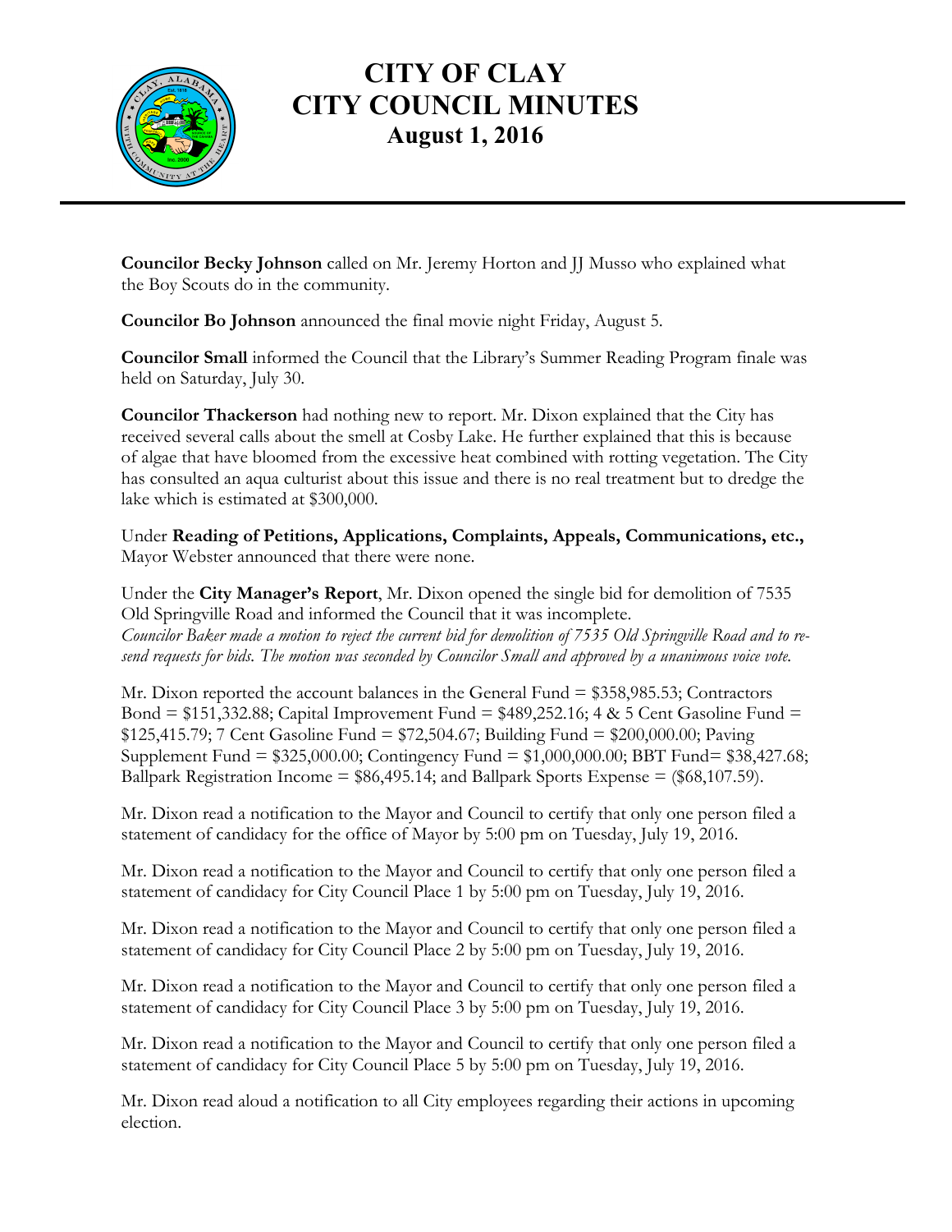# CITY OF CLAY
# CITY COUNCIL MINUTES
## August 1, 2016

**Councilor Becky Johnson** called on Mr. Jeremy Horton and JJ Musso who explained what the Boy Scouts do in the community.

**Councilor Bo Johnson** announced the final movie night Friday, August 5.

**Councilor Small** informed the Council that the Library's Summer Reading Program finale was held on Saturday, July 30.

**Councilor Thackerson** had nothing new to report. Mr. Dixon explained that the City has received several calls about the smell at Cosby Lake. He further explained that this is because of algae that have bloomed from the excessive heat combined with rotting vegetation. The City has consulted an aqua culturist about this issue and there is no real treatment but to dredge the lake which is estimated at $300,000.

Under **Reading of Petitions, Applications, Complaints, Appeals, Communications, etc.,** Mayor Webster announced that there were none.

Under the **City Manager's Report**, Mr. Dixon opened the single bid for demolition of 7535 Old Springville Road and informed the Council that it was incomplete.
*Councilor Baker made a motion to reject the current bid for demolition of 7535 Old Springville Road and to re-send requests for bids. The motion was seconded by Councilor Small and approved by a unanimous voice vote.*

Mr. Dixon reported the account balances in the General Fund = $358,985.53; Contractors Bond = $151,332.88; Capital Improvement Fund = $489,252.16; 4 & 5 Cent Gasoline Fund = $125,415.79; 7 Cent Gasoline Fund = $72,504.67; Building Fund = $200,000.00; Paving Supplement Fund = $325,000.00; Contingency Fund = $1,000,000.00; BBT Fund= $38,427.68; Ballpark Registration Income = $86,495.14; and Ballpark Sports Expense = ($68,107.59).

Mr. Dixon read a notification to the Mayor and Council to certify that only one person filed a statement of candidacy for the office of Mayor by 5:00 pm on Tuesday, July 19, 2016.

Mr. Dixon read a notification to the Mayor and Council to certify that only one person filed a statement of candidacy for City Council Place 1 by 5:00 pm on Tuesday, July 19, 2016.

Mr. Dixon read a notification to the Mayor and Council to certify that only one person filed a statement of candidacy for City Council Place 2 by 5:00 pm on Tuesday, July 19, 2016.

Mr. Dixon read a notification to the Mayor and Council to certify that only one person filed a statement of candidacy for City Council Place 3 by 5:00 pm on Tuesday, July 19, 2016.

Mr. Dixon read a notification to the Mayor and Council to certify that only one person filed a statement of candidacy for City Council Place 5 by 5:00 pm on Tuesday, July 19, 2016.

Mr. Dixon read aloud a notification to all City employees regarding their actions in upcoming election.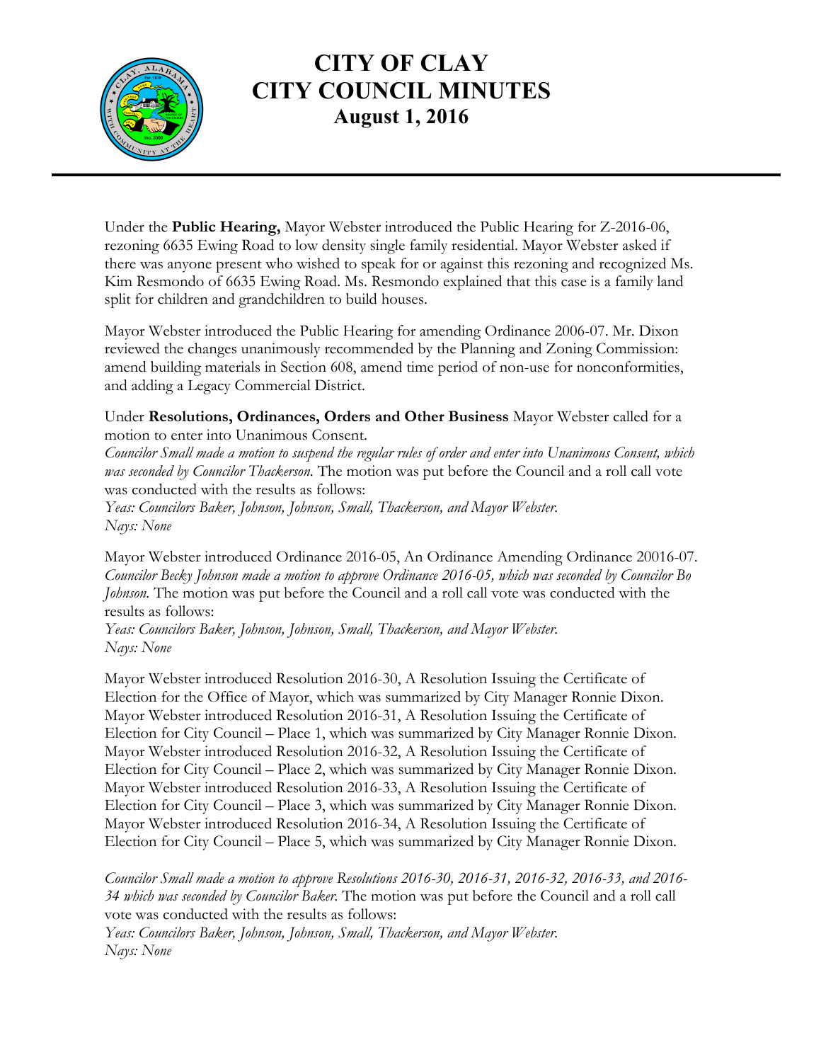# CITY OF CLAY
# CITY COUNCIL MINUTES
## August 1, 2016

Under the **Public Hearing,** Mayor Webster introduced the Public Hearing for Z-2016-06, rezoning 6635 Ewing Road to low density single family residential. Mayor Webster asked if there was anyone present who wished to speak for or against this rezoning and recognized Ms. Kim Resmondo of 6635 Ewing Road. Ms. Resmondo explained that this case is a family land split for children and grandchildren to build houses.

Mayor Webster introduced the Public Hearing for amending Ordinance 2006-07. Mr. Dixon reviewed the changes unanimously recommended by the Planning and Zoning Commission: amend building materials in Section 608, amend time period of non-use for nonconformities, and adding a Legacy Commercial District.

Under **Resolutions, Ordinances, Orders and Other Business** Mayor Webster called for a motion to enter into Unanimous Consent.
*Councilor Small made a motion to suspend the regular rules of order and enter into Unanimous Consent, which was seconded by Councilor Thackerson.* The motion was put before the Council and a roll call vote was conducted with the results as follows:
*Yeas: Councilors Baker, Johnson, Johnson, Small, Thackerson, and Mayor Webster.*
*Nays: None*

Mayor Webster introduced Ordinance 2016-05, An Ordinance Amending Ordinance 20016-07.
*Councilor Becky Johnson made a motion to approve Ordinance 2016-05, which was seconded by Councilor Bo Johnson.* The motion was put before the Council and a roll call vote was conducted with the results as follows:
*Yeas: Councilors Baker, Johnson, Johnson, Small, Thackerson, and Mayor Webster.*
*Nays: None*

Mayor Webster introduced Resolution 2016-30, A Resolution Issuing the Certificate of Election for the Office of Mayor, which was summarized by City Manager Ronnie Dixon.
Mayor Webster introduced Resolution 2016-31, A Resolution Issuing the Certificate of Election for City Council – Place 1, which was summarized by City Manager Ronnie Dixon.
Mayor Webster introduced Resolution 2016-32, A Resolution Issuing the Certificate of Election for City Council – Place 2, which was summarized by City Manager Ronnie Dixon.
Mayor Webster introduced Resolution 2016-33, A Resolution Issuing the Certificate of Election for City Council – Place 3, which was summarized by City Manager Ronnie Dixon.
Mayor Webster introduced Resolution 2016-34, A Resolution Issuing the Certificate of Election for City Council – Place 5, which was summarized by City Manager Ronnie Dixon.

*Councilor Small made a motion to approve Resolutions 2016-30, 2016-31, 2016-32, 2016-33, and 2016-34 which was seconded by Councilor Baker.* The motion was put before the Council and a roll call vote was conducted with the results as follows:
*Yeas: Councilors Baker, Johnson, Johnson, Small, Thackerson, and Mayor Webster.*
*Nays: None*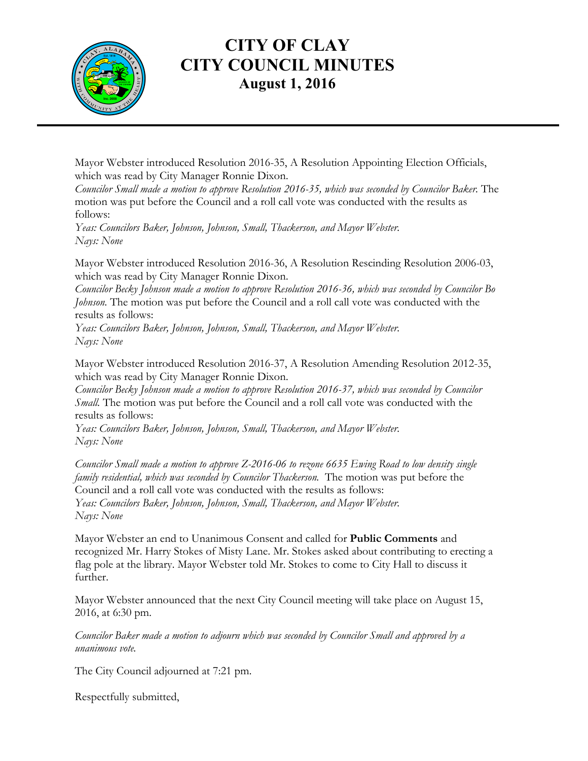# CITY OF CLAY
# CITY COUNCIL MINUTES
## August 1, 2016

Mayor Webster introduced Resolution 2016-35, A Resolution Appointing Election Officials, which was read by City Manager Ronnie Dixon.
*Councilor Small made a motion to approve Resolution 2016-35, which was seconded by Councilor Baker.* The motion was put before the Council and a roll call vote was conducted with the results as follows:
*Yeas: Councilors Baker, Johnson, Johnson, Small, Thackerson, and Mayor Webster.*
*Nays: None*

Mayor Webster introduced Resolution 2016-36, A Resolution Rescinding Resolution 2006-03, which was read by City Manager Ronnie Dixon.
*Councilor Becky Johnson made a motion to approve Resolution 2016-36, which was seconded by Councilor Bo Johnson.* The motion was put before the Council and a roll call vote was conducted with the results as follows:
*Yeas: Councilors Baker, Johnson, Johnson, Small, Thackerson, and Mayor Webster.*
*Nays: None*

Mayor Webster introduced Resolution 2016-37, A Resolution Amending Resolution 2012-35, which was read by City Manager Ronnie Dixon.
*Councilor Becky Johnson made a motion to approve Resolution 2016-37, which was seconded by Councilor Small.* The motion was put before the Council and a roll call vote was conducted with the results as follows:
*Yeas: Councilors Baker, Johnson, Johnson, Small, Thackerson, and Mayor Webster.*
*Nays: None*

*Councilor Small made a motion to approve Z-2016-06 to rezone 6635 Ewing Road to low density single family residential, which was seconded by Councilor Thackerson.* The motion was put before the Council and a roll call vote was conducted with the results as follows:
*Yeas: Councilors Baker, Johnson, Johnson, Small, Thackerson, and Mayor Webster.*
*Nays: None*

Mayor Webster an end to Unanimous Consent and called for **Public Comments** and recognized Mr. Harry Stokes of Misty Lane. Mr. Stokes asked about contributing to erecting a flag pole at the library. Mayor Webster told Mr. Stokes to come to City Hall to discuss it further.

Mayor Webster announced that the next City Council meeting will take place on August 15, 2016, at 6:30 pm.

*Councilor Baker made a motion to adjourn which was seconded by Councilor Small and approved by a unanimous vote.*

The City Council adjourned at 7:21 pm.

Respectfully submitted,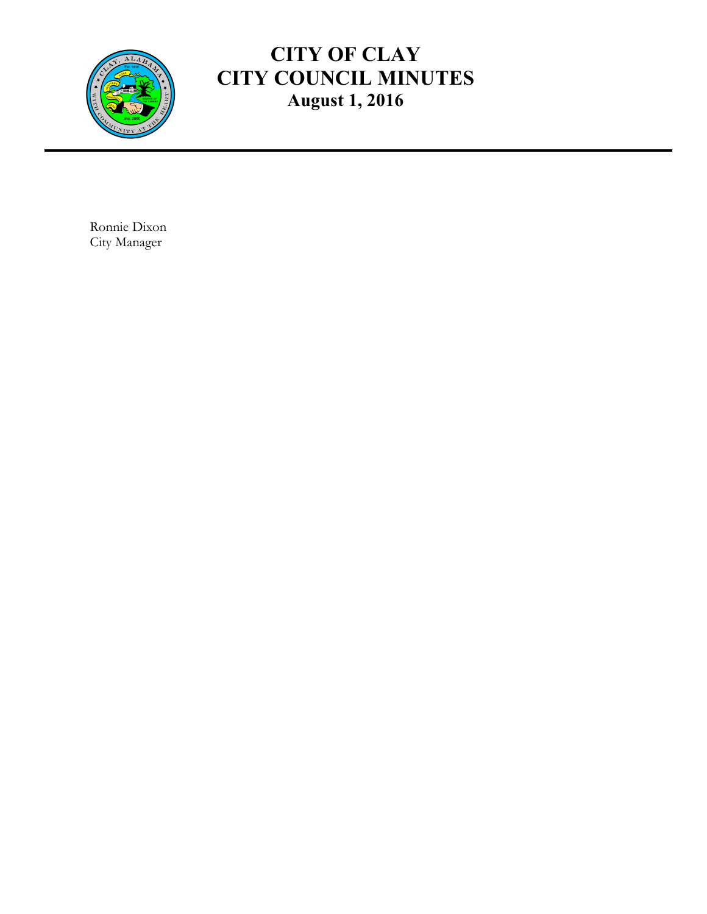# CITY OF CLAY
# CITY COUNCIL MINUTES
## August 1, 2016

Ronnie Dixon
City Manager